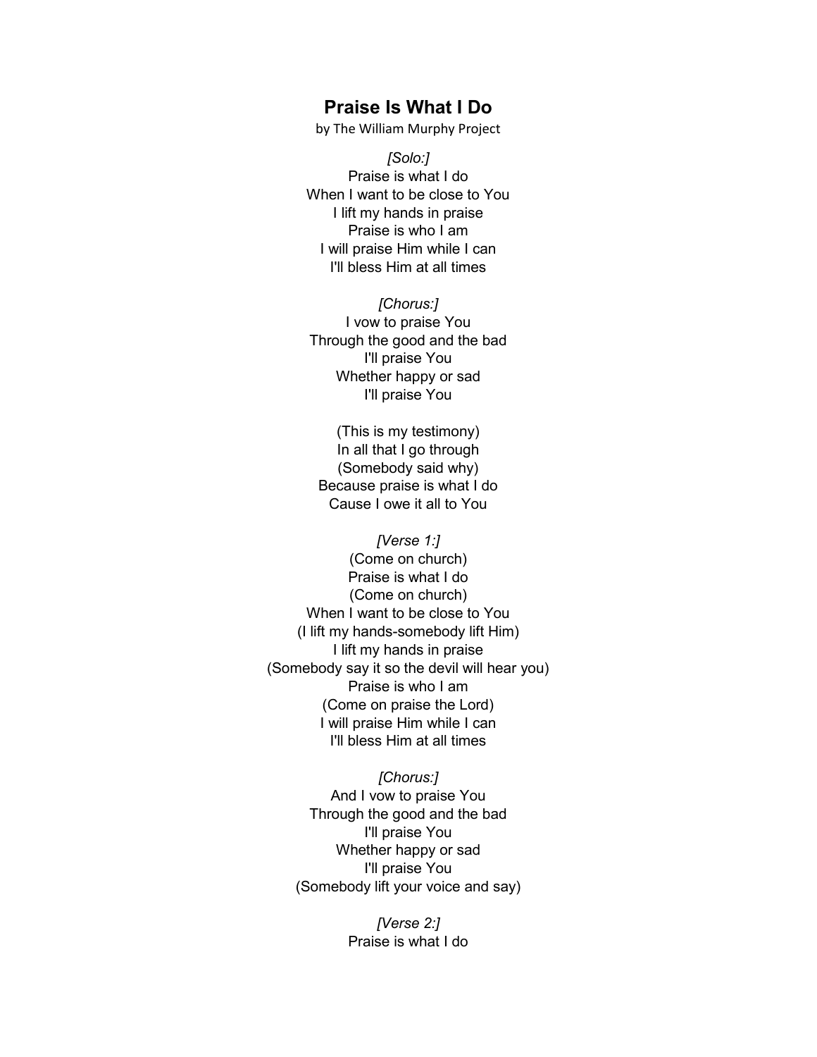# Praise Is What I Do

by The William Murphy Project

*[Solo:]*

Praise is what I do
When I want to be close to You
I lift my hands in praise
Praise is who I am
I will praise Him while I can
I'll bless Him at all times

*[Chorus:]*

I vow to praise You
Through the good and the bad
I'll praise You
Whether happy or sad
I'll praise You

(This is my testimony)
In all that I go through
(Somebody said why)
Because praise is what I do
Cause I owe it all to You

*[Verse 1:]*

(Come on church)
Praise is what I do
(Come on church)
When I want to be close to You
(I lift my hands-somebody lift Him)
I lift my hands in praise
(Somebody say it so the devil will hear you)
Praise is who I am
(Come on praise the Lord)
I will praise Him while I can
I'll bless Him at all times

*[Chorus:]*

And I vow to praise You
Through the good and the bad
I'll praise You
Whether happy or sad
I'll praise You
(Somebody lift your voice and say)

*[Verse 2:]*

Praise is what I do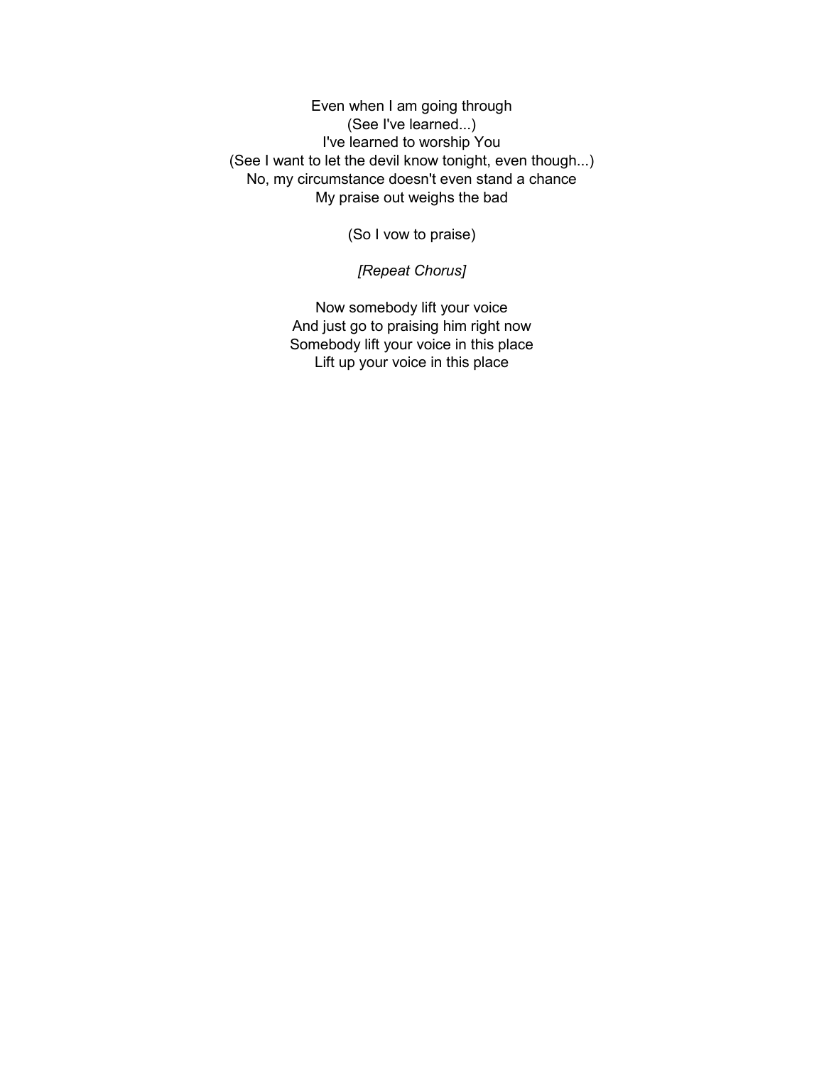Even when I am going through  
(See I've learned...)  
I've learned to worship You  
(See I want to let the devil know tonight, even though...)  
No, my circumstance doesn't even stand a chance  
My praise out weighs the bad

(So I vow to praise)

*[Repeat Chorus]*

Now somebody lift your voice  
And just go to praising him right now  
Somebody lift your voice in this place  
Lift up your voice in this place